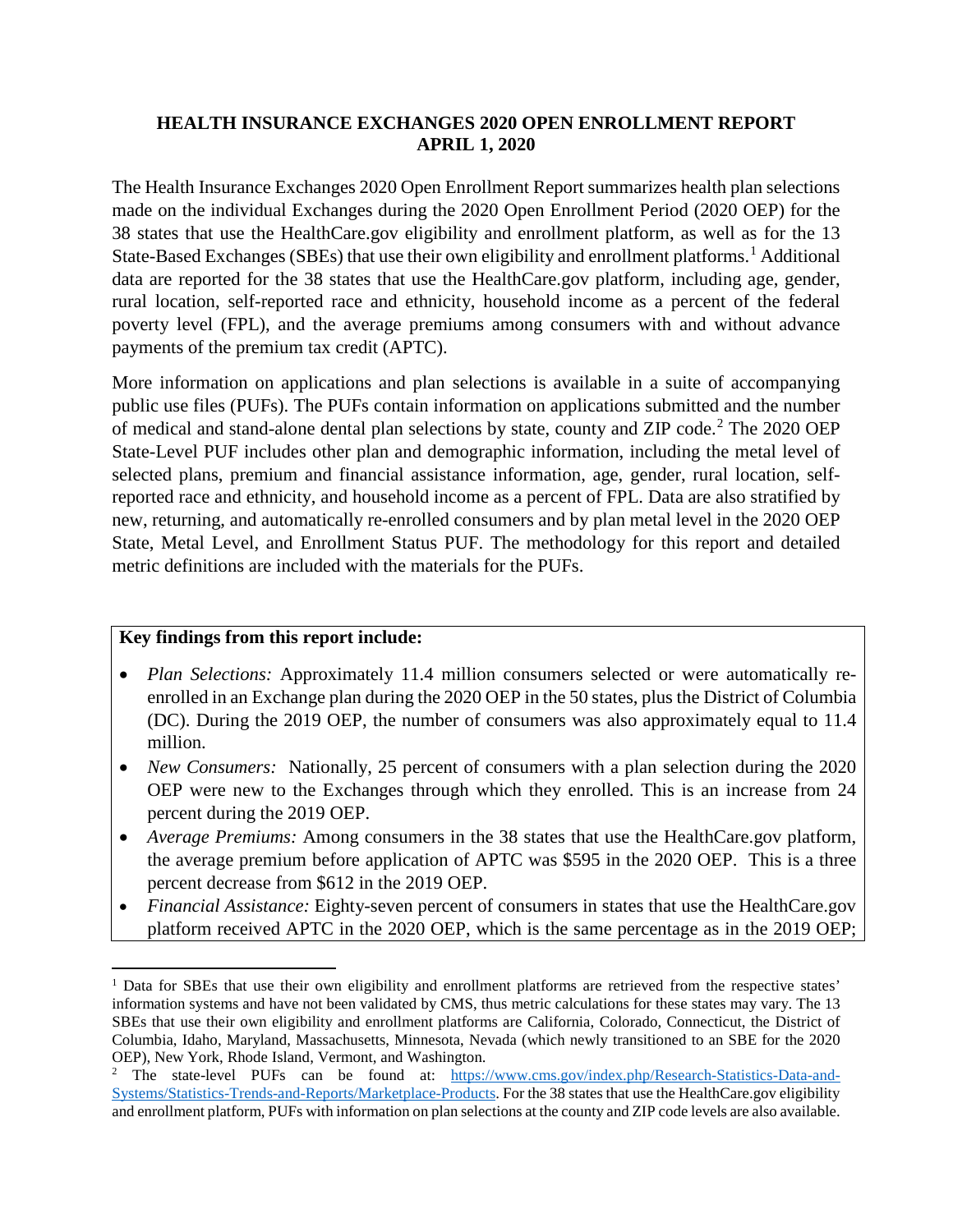# HEALTH INSURANCE EXCHANGES 2020 OPEN ENROLLMENT REPORT
## APRIL 1, 2020

The Health Insurance Exchanges 2020 Open Enrollment Report summarizes health plan selections made on the individual Exchanges during the 2020 Open Enrollment Period (2020 OEP) for the 38 states that use the HealthCare.gov eligibility and enrollment platform, as well as for the 13 State-Based Exchanges (SBEs) that use their own eligibility and enrollment platforms.[1] Additional data are reported for the 38 states that use the HealthCare.gov platform, including age, gender, rural location, self-reported race and ethnicity, household income as a percent of the federal poverty level (FPL), and the average premiums among consumers with and without advance payments of the premium tax credit (APTC).

More information on applications and plan selections is available in a suite of accompanying public use files (PUFs). The PUFs contain information on applications submitted and the number of medical and stand-alone dental plan selections by state, county and ZIP code.[2] The 2020 OEP State-Level PUF includes other plan and demographic information, including the metal level of selected plans, premium and financial assistance information, age, gender, rural location, self-reported race and ethnicity, and household income as a percent of FPL. Data are also stratified by new, returning, and automatically re-enrolled consumers and by plan metal level in the 2020 OEP State, Metal Level, and Enrollment Status PUF. The methodology for this report and detailed metric definitions are included with the materials for the PUFs.

**Key findings from this report include:**

- *Plan Selections:* Approximately 11.4 million consumers selected or were automatically re-enrolled in an Exchange plan during the 2020 OEP in the 50 states, plus the District of Columbia (DC). During the 2019 OEP, the number of consumers was also approximately equal to 11.4 million.
- *New Consumers:* Nationally, 25 percent of consumers with a plan selection during the 2020 OEP were new to the Exchanges through which they enrolled. This is an increase from 24 percent during the 2019 OEP.
- *Average Premiums:* Among consumers in the 38 states that use the HealthCare.gov platform, the average premium before application of APTC was $595 in the 2020 OEP. This is a three percent decrease from $612 in the 2019 OEP.
- *Financial Assistance:* Eighty-seven percent of consumers in states that use the HealthCare.gov platform received APTC in the 2020 OEP, which is the same percentage as in the 2019 OEP;

---

[1] Data for SBEs that use their own eligibility and enrollment platforms are retrieved from the respective states' information systems and have not been validated by CMS, thus metric calculations for these states may vary. The 13 SBEs that use their own eligibility and enrollment platforms are California, Colorado, Connecticut, the District of Columbia, Idaho, Maryland, Massachusetts, Minnesota, Nevada (which newly transitioned to an SBE for the 2020 OEP), New York, Rhode Island, Vermont, and Washington.

[2] The state-level PUFs can be found at: https://www.cms.gov/index.php/Research-Statistics-Data-and-Systems/Statistics-Trends-and-Reports/Marketplace-Products. For the 38 states that use the HealthCare.gov eligibility and enrollment platform, PUFs with information on plan selections at the county and ZIP code levels are also available.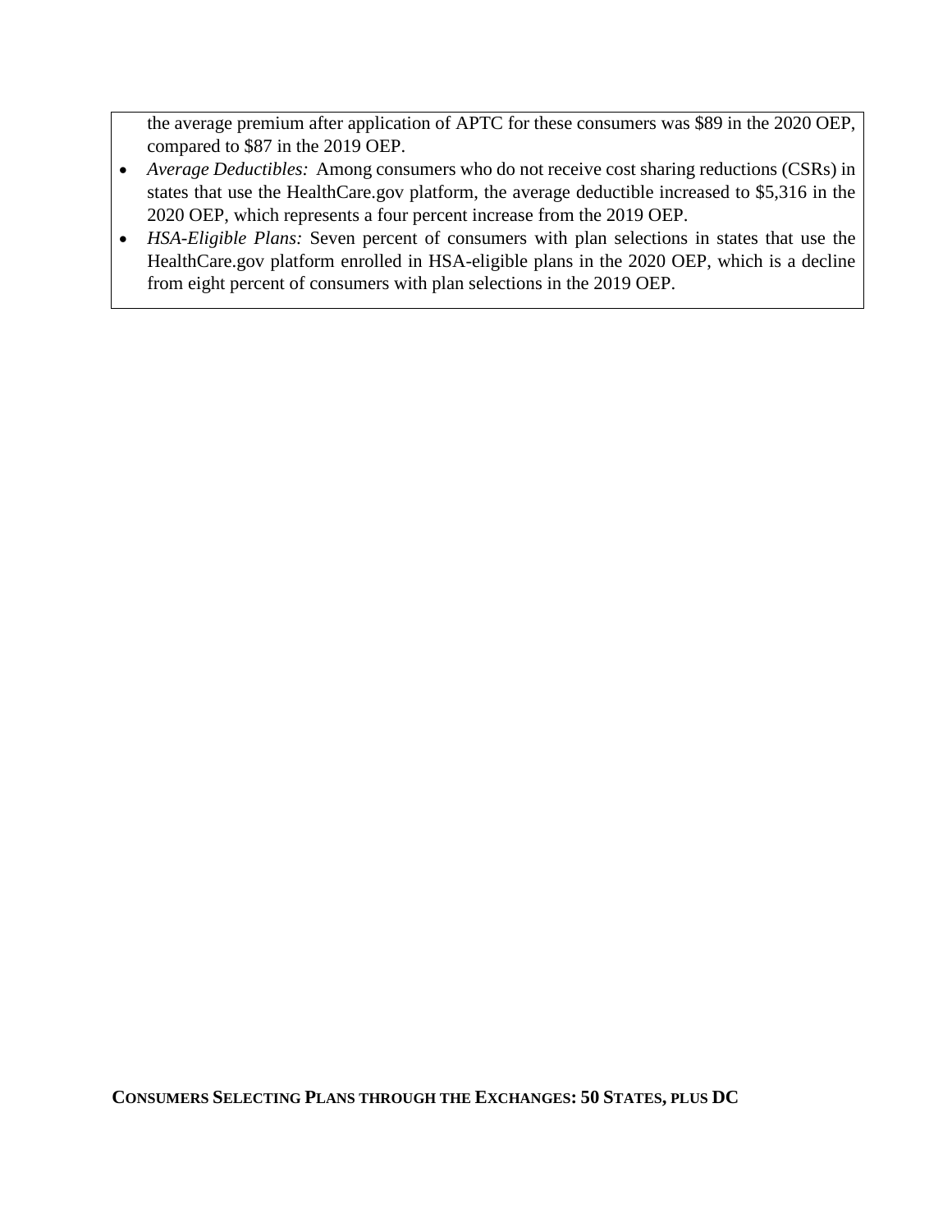the average premium after application of APTC for these consumers was $89 in the 2020 OEP, compared to $87 in the 2019 OEP.

- *Average Deductibles:* Among consumers who do not receive cost sharing reductions (CSRs) in states that use the HealthCare.gov platform, the average deductible increased to $5,316 in the 2020 OEP, which represents a four percent increase from the 2019 OEP.
- *HSA-Eligible Plans:* Seven percent of consumers with plan selections in states that use the HealthCare.gov platform enrolled in HSA-eligible plans in the 2020 OEP, which is a decline from eight percent of consumers with plan selections in the 2019 OEP.

## CONSUMERS SELECTING PLANS THROUGH THE EXCHANGES: 50 STATES, PLUS DC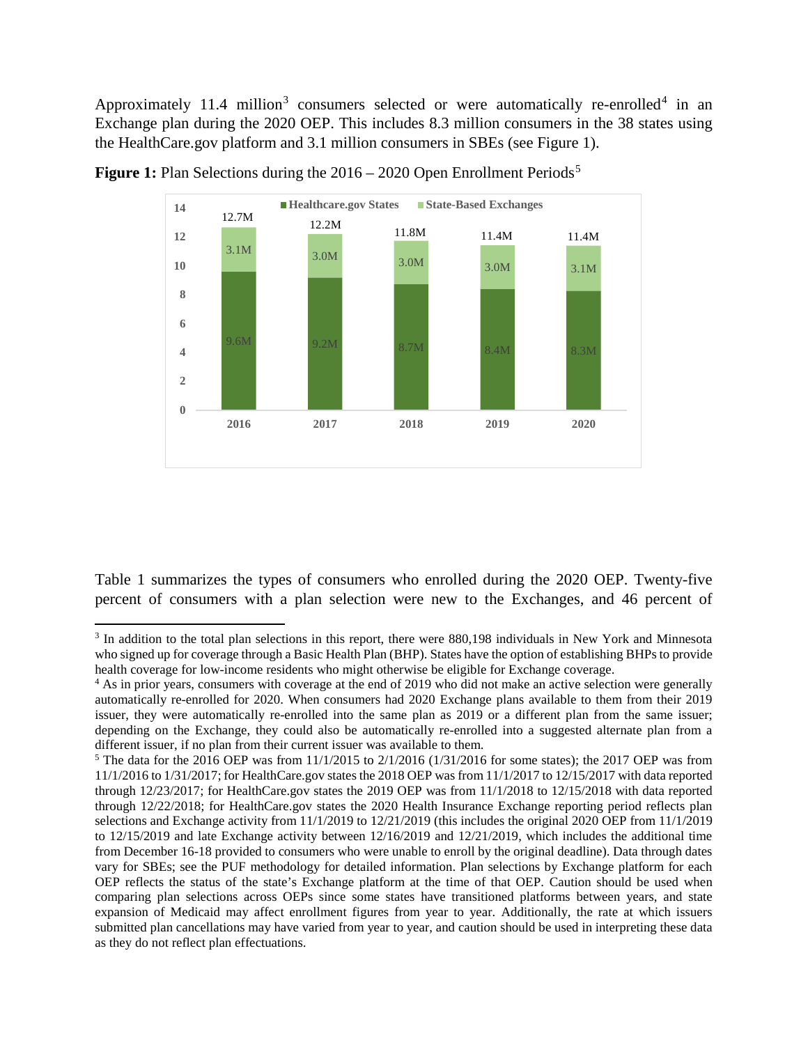Approximately 11.4 million[3] consumers selected or were automatically re-enrolled[4] in an Exchange plan during the 2020 OEP. This includes 8.3 million consumers in the 38 states using the HealthCare.gov platform and 3.1 million consumers in SBEs (see Figure 1).

**Figure 1:** Plan Selections during the 2016 – 2020 Open Enrollment Periods[5]

| Year | Healthcare.gov States | State-Based Exchanges | Total |
|---|---|---|---|
| 2016 | 9.6M | 3.1M | 12.7M |
| 2017 | 9.2M | 3.0M | 12.2M |
| 2018 | 8.7M | 3.0M | 11.8M |
| 2019 | 8.4M | 3.0M | 11.4M |
| 2020 | 8.3M | 3.1M | 11.4M |

Table 1 summarizes the types of consumers who enrolled during the 2020 OEP. Twenty-five percent of consumers with a plan selection were new to the Exchanges, and 46 percent of

[3] In addition to the total plan selections in this report, there were 880,198 individuals in New York and Minnesota who signed up for coverage through a Basic Health Plan (BHP). States have the option of establishing BHPs to provide health coverage for low-income residents who might otherwise be eligible for Exchange coverage.

[4] As in prior years, consumers with coverage at the end of 2019 who did not make an active selection were generally automatically re-enrolled for 2020. When consumers had 2020 Exchange plans available to them from their 2019 issuer, they were automatically re-enrolled into the same plan as 2019 or a different plan from the same issuer; depending on the Exchange, they could also be automatically re-enrolled into a suggested alternate plan from a different issuer, if no plan from their current issuer was available to them.

[5] The data for the 2016 OEP was from 11/1/2015 to 2/1/2016 (1/31/2016 for some states); the 2017 OEP was from 11/1/2016 to 1/31/2017; for HealthCare.gov states the 2018 OEP was from 11/1/2017 to 12/15/2017 with data reported through 12/23/2017; for HealthCare.gov states the 2019 OEP was from 11/1/2018 to 12/15/2018 with data reported through 12/22/2018; for HealthCare.gov states the 2020 Health Insurance Exchange reporting period reflects plan selections and Exchange activity from 11/1/2019 to 12/21/2019 (this includes the original 2020 OEP from 11/1/2019 to 12/15/2019 and late Exchange activity between 12/16/2019 and 12/21/2019, which includes the additional time from December 16-18 provided to consumers who were unable to enroll by the original deadline). Data through dates vary for SBEs; see the PUF methodology for detailed information. Plan selections by Exchange platform for each OEP reflects the status of the state's Exchange platform at the time of that OEP. Caution should be used when comparing plan selections across OEPs since some states have transitioned platforms between years, and state expansion of Medicaid may affect enrollment figures from year to year. Additionally, the rate at which issuers submitted plan cancellations may have varied from year to year, and caution should be used in interpreting these data as they do not reflect plan effectuations.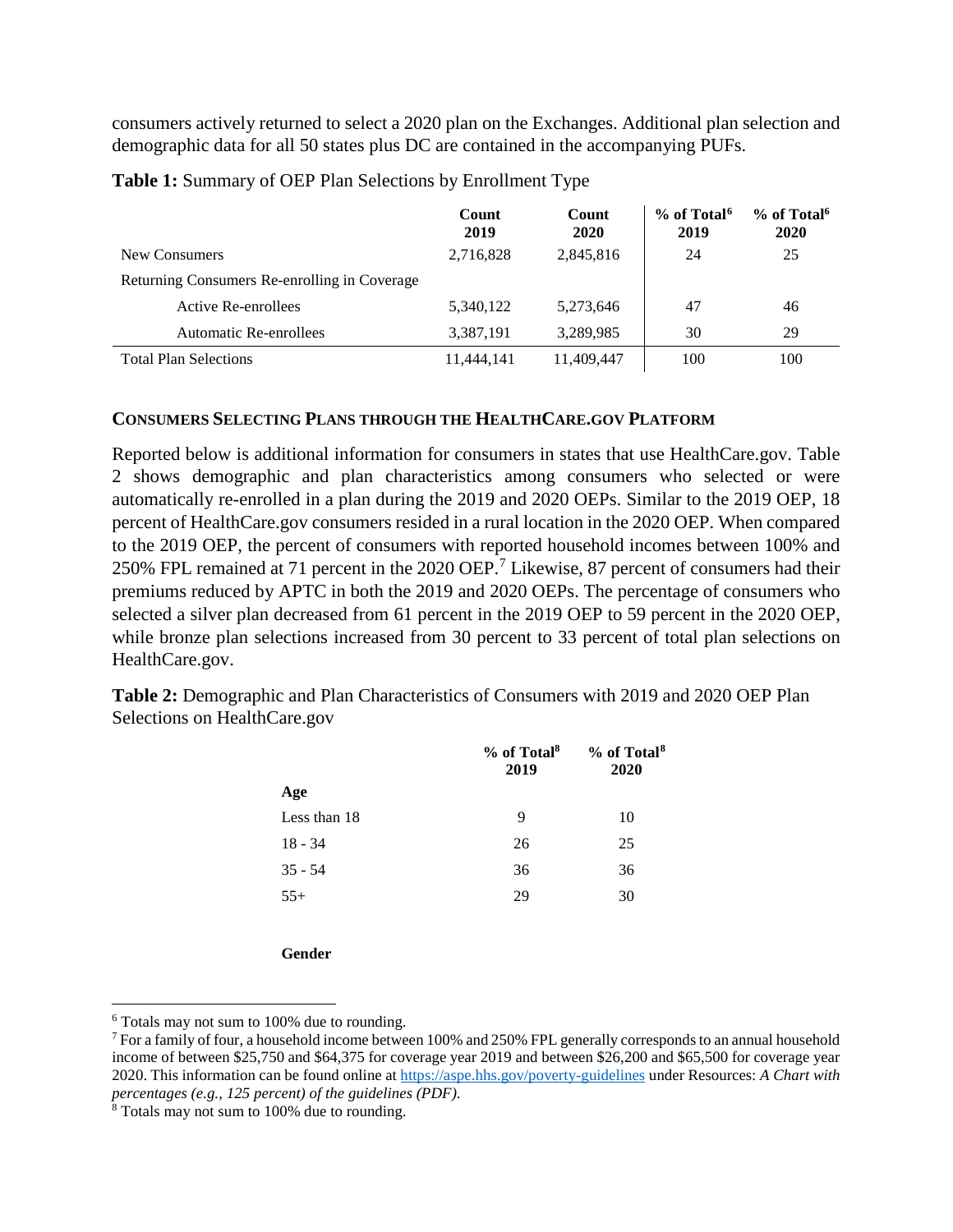consumers actively returned to select a 2020 plan on the Exchanges. Additional plan selection and demographic data for all 50 states plus DC are contained in the accompanying PUFs.

**Table 1:** Summary of OEP Plan Selections by Enrollment Type

| | Count 2019 | Count 2020 | % of Total[6] 2019 | % of Total[6] 2020 |
|---|---|---|---|---|
| New Consumers | 2,716,828 | 2,845,816 | 24 | 25 |
| Returning Consumers Re-enrolling in Coverage | | | | |
| Active Re-enrollees | 5,340,122 | 5,273,646 | 47 | 46 |
| Automatic Re-enrollees | 3,387,191 | 3,289,985 | 30 | 29 |
| Total Plan Selections | 11,444,141 | 11,409,447 | 100 | 100 |

**CONSUMERS SELECTING PLANS THROUGH THE HEALTHCARE.GOV PLATFORM**

Reported below is additional information for consumers in states that use HealthCare.gov. Table 2 shows demographic and plan characteristics among consumers who selected or were automatically re-enrolled in a plan during the 2019 and 2020 OEPs. Similar to the 2019 OEP, 18 percent of HealthCare.gov consumers resided in a rural location in the 2020 OEP. When compared to the 2019 OEP, the percent of consumers with reported household incomes between 100% and 250% FPL remained at 71 percent in the 2020 OEP.[7] Likewise, 87 percent of consumers had their premiums reduced by APTC in both the 2019 and 2020 OEPs. The percentage of consumers who selected a silver plan decreased from 61 percent in the 2019 OEP to 59 percent in the 2020 OEP, while bronze plan selections increased from 30 percent to 33 percent of total plan selections on HealthCare.gov.

**Table 2:** Demographic and Plan Characteristics of Consumers with 2019 and 2020 OEP Plan Selections on HealthCare.gov

| | % of Total[8] 2019 | % of Total[8] 2020 |
|---|---|---|
| **Age** | | |
| Less than 18 | 9 | 10 |
| 18 - 34 | 26 | 25 |
| 35 - 54 | 36 | 36 |
| 55+ | 29 | 30 |
| **Gender** | | |

[6] Totals may not sum to 100% due to rounding.

[7] For a family of four, a household income between 100% and 250% FPL generally corresponds to an annual household income of between $25,750 and $64,375 for coverage year 2019 and between $26,200 and $65,500 for coverage year 2020. This information can be found online at https://aspe.hhs.gov/poverty-guidelines under Resources: *A Chart with percentages (e.g., 125 percent) of the guidelines (PDF).*

[8] Totals may not sum to 100% due to rounding.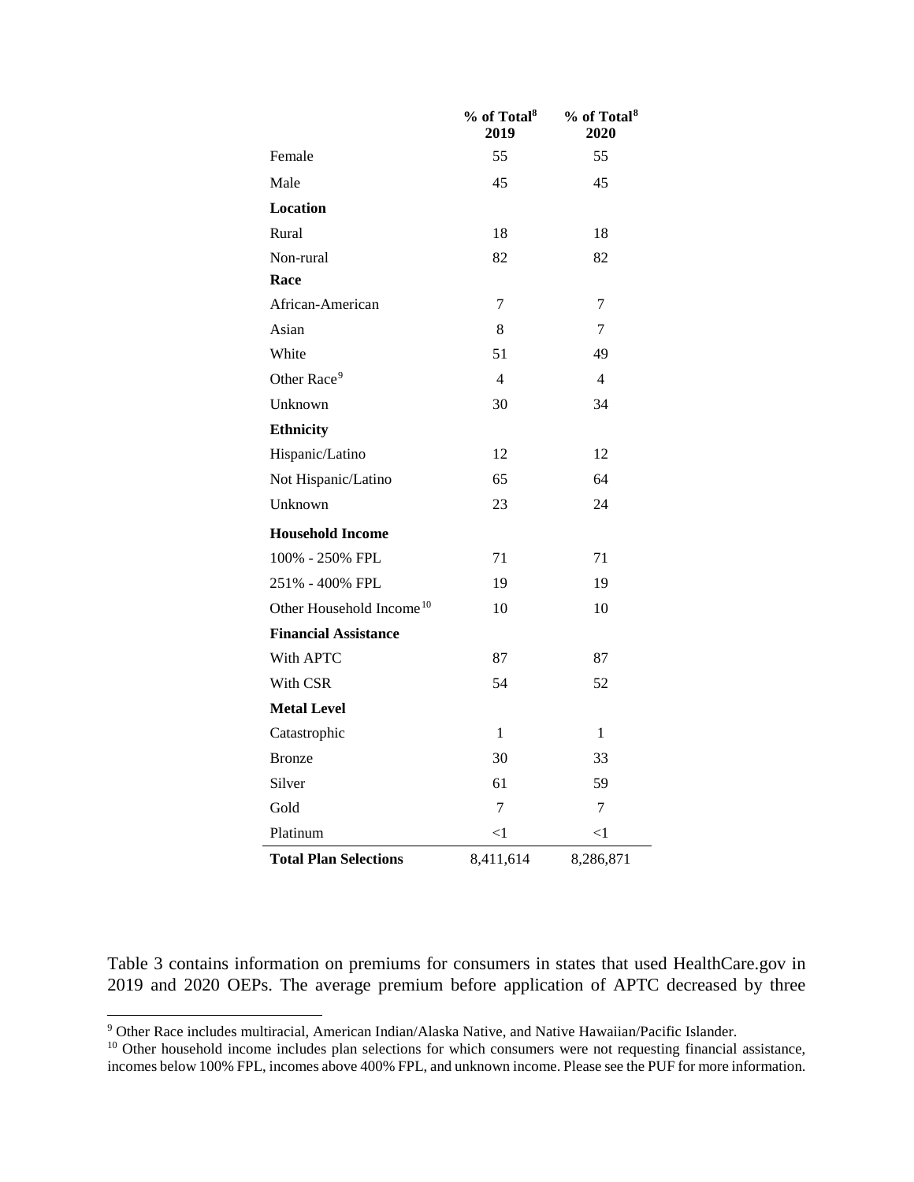| | % of Total[8] 2019 | % of Total[8] 2020 |
|---|---|---|
| Female | 55 | 55 |
| Male | 45 | 45 |
| **Location** | | |
| Rural | 18 | 18 |
| Non-rural | 82 | 82 |
| **Race** | | |
| African-American | 7 | 7 |
| Asian | 8 | 7 |
| White | 51 | 49 |
| Other Race[9] | 4 | 4 |
| Unknown | 30 | 34 |
| **Ethnicity** | | |
| Hispanic/Latino | 12 | 12 |
| Not Hispanic/Latino | 65 | 64 |
| Unknown | 23 | 24 |
| **Household Income** | | |
| 100% - 250% FPL | 71 | 71 |
| 251% - 400% FPL | 19 | 19 |
| Other Household Income[10] | 10 | 10 |
| **Financial Assistance** | | |
| With APTC | 87 | 87 |
| With CSR | 54 | 52 |
| **Metal Level** | | |
| Catastrophic | 1 | 1 |
| Bronze | 30 | 33 |
| Silver | 61 | 59 |
| Gold | 7 | 7 |
| Platinum | <1 | <1 |
| **Total Plan Selections** | 8,411,614 | 8,286,871 |

Table 3 contains information on premiums for consumers in states that used HealthCare.gov in 2019 and 2020 OEPs. The average premium before application of APTC decreased by three

[9] Other Race includes multiracial, American Indian/Alaska Native, and Native Hawaiian/Pacific Islander.

[10] Other household income includes plan selections for which consumers were not requesting financial assistance, incomes below 100% FPL, incomes above 400% FPL, and unknown income. Please see the PUF for more information.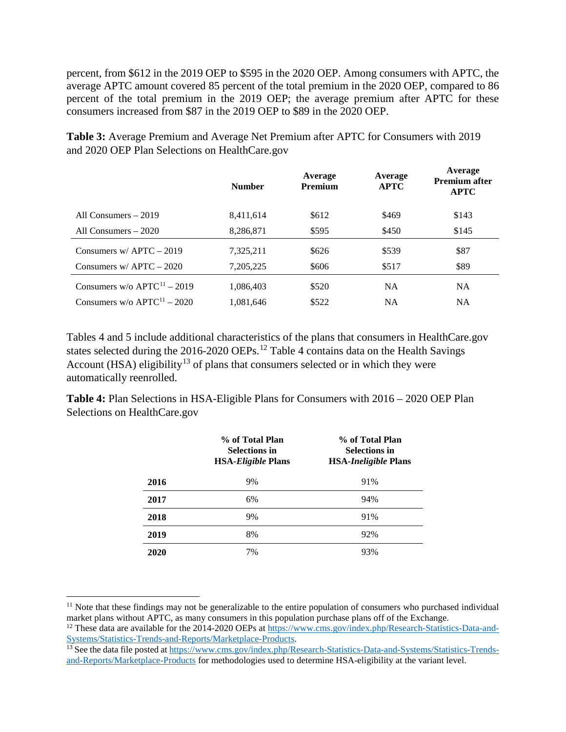percent, from $612 in the 2019 OEP to $595 in the 2020 OEP. Among consumers with APTC, the average APTC amount covered 85 percent of the total premium in the 2020 OEP, compared to 86 percent of the total premium in the 2019 OEP; the average premium after APTC for these consumers increased from $87 in the 2019 OEP to $89 in the 2020 OEP.

**Table 3:** Average Premium and Average Net Premium after APTC for Consumers with 2019 and 2020 OEP Plan Selections on HealthCare.gov

| | Number | Average Premium | Average APTC | Average Premium after APTC |
|---|---|---|---|---|
| All Consumers – 2019 | 8,411,614 | $612 | $469 | $143 |
| All Consumers – 2020 | 8,286,871 | $595 | $450 | $145 |
| Consumers w/ APTC – 2019 | 7,325,211 | $626 | $539 | $87 |
| Consumers w/ APTC – 2020 | 7,205,225 | $606 | $517 | $89 |
| Consumers w/o APTC[11] – 2019 | 1,086,403 | $520 | NA | NA |
| Consumers w/o APTC[11] – 2020 | 1,081,646 | $522 | NA | NA |

Tables 4 and 5 include additional characteristics of the plans that consumers in HealthCare.gov states selected during the 2016-2020 OEPs.[12] Table 4 contains data on the Health Savings Account (HSA) eligibility[13] of plans that consumers selected or in which they were automatically reenrolled.

**Table 4:** Plan Selections in HSA-Eligible Plans for Consumers with 2016 – 2020 OEP Plan Selections on HealthCare.gov

| | % of Total Plan Selections in HSA-*Eligible* Plans | % of Total Plan Selections in HSA-*Ineligible* Plans |
|---|---|---|
| **2016** | 9% | 91% |
| **2017** | 6% | 94% |
| **2018** | 9% | 91% |
| **2019** | 8% | 92% |
| **2020** | 7% | 93% |

[11] Note that these findings may not be generalizable to the entire population of consumers who purchased individual market plans without APTC, as many consumers in this population purchase plans off of the Exchange.

[12] These data are available for the 2014-2020 OEPs at https://www.cms.gov/index.php/Research-Statistics-Data-and-Systems/Statistics-Trends-and-Reports/Marketplace-Products.

[13] See the data file posted at https://www.cms.gov/index.php/Research-Statistics-Data-and-Systems/Statistics-Trends-and-Reports/Marketplace-Products for methodologies used to determine HSA-eligibility at the variant level.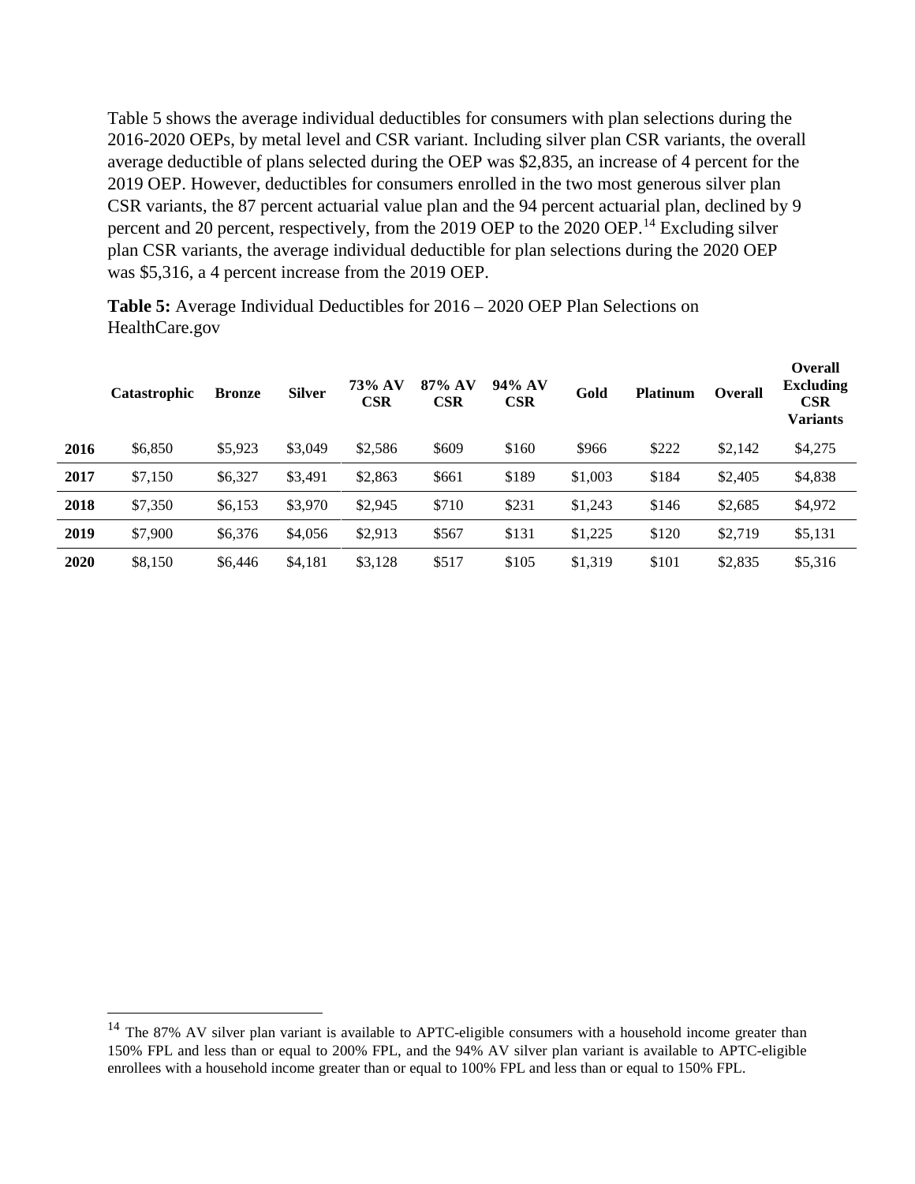Table 5 shows the average individual deductibles for consumers with plan selections during the 2016-2020 OEPs, by metal level and CSR variant. Including silver plan CSR variants, the overall average deductible of plans selected during the OEP was $2,835, an increase of 4 percent for the 2019 OEP. However, deductibles for consumers enrolled in the two most generous silver plan CSR variants, the 87 percent actuarial value plan and the 94 percent actuarial plan, declined by 9 percent and 20 percent, respectively, from the 2019 OEP to the 2020 OEP.[14] Excluding silver plan CSR variants, the average individual deductible for plan selections during the 2020 OEP was $5,316, a 4 percent increase from the 2019 OEP.

**Table 5:** Average Individual Deductibles for 2016 – 2020 OEP Plan Selections on HealthCare.gov

| | Catastrophic | Bronze | Silver | 73% AV CSR | 87% AV CSR | 94% AV CSR | Gold | Platinum | Overall | Overall Excluding CSR Variants |
|---|---|---|---|---|---|---|---|---|---|---|
| **2016** | $6,850 | $5,923 | $3,049 | $2,586 | $609 | $160 | $966 | $222 | $2,142 | $4,275 |
| **2017** | $7,150 | $6,327 | $3,491 | $2,863 | $661 | $189 | $1,003 | $184 | $2,405 | $4,838 |
| **2018** | $7,350 | $6,153 | $3,970 | $2,945 | $710 | $231 | $1,243 | $146 | $2,685 | $4,972 |
| **2019** | $7,900 | $6,376 | $4,056 | $2,913 | $567 | $131 | $1,225 | $120 | $2,719 | $5,131 |
| **2020** | $8,150 | $6,446 | $4,181 | $3,128 | $517 | $105 | $1,319 | $101 | $2,835 | $5,316 |

[14] The 87% AV silver plan variant is available to APTC-eligible consumers with a household income greater than 150% FPL and less than or equal to 200% FPL, and the 94% AV silver plan variant is available to APTC-eligible enrollees with a household income greater than or equal to 100% FPL and less than or equal to 150% FPL.